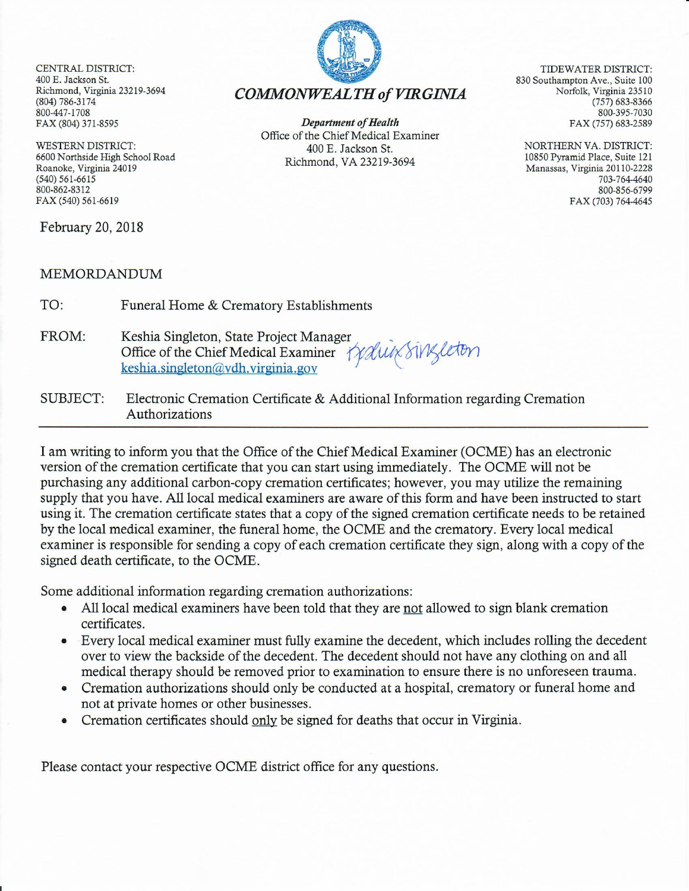CENTRAL DISTRICT:
400 E. Jackson St.
Richmond, Virginia 23219-3694
(804) 786-3174
800-447-1708
FAX (804) 371-8595

WESTERN DISTRICT:
6600 Northside High School Road
Roanoke, Virginia 24019
(540) 561-6615
800-862-8312
FAX (540) 561-6619

*COMMONWEALTH of VIRGINIA*

***Department of Health***
Office of the Chief Medical Examiner
400 E. Jackson St.
Richmond, VA 23219-3694

TIDEWATER DISTRICT:
830 Southampton Ave., Suite 100
Norfolk, Virginia 23510
(757) 683-8366
800-395-7030
FAX (757) 683-2589

NORTHERN VA. DISTRICT:
10850 Pyramid Place, Suite 121
Manassas, Virginia 20110-2228
703-764-4640
800-856-6799
FAX (703) 764-4645

February 20, 2018

MEMORDANDUM

TO: Funeral Home & Crematory Establishments

FROM: Keshia Singleton, State Project Manager
Office of the Chief Medical Examiner
keshia.singleton@vdh.virginia.gov

SUBJECT: Electronic Cremation Certificate & Additional Information regarding Cremation Authorizations

---

I am writing to inform you that the Office of the Chief Medical Examiner (OCME) has an electronic version of the cremation certificate that you can start using immediately. The OCME will not be purchasing any additional carbon-copy cremation certificates; however, you may utilize the remaining supply that you have. All local medical examiners are aware of this form and have been instructed to start using it. The cremation certificate states that a copy of the signed cremation certificate needs to be retained by the local medical examiner, the funeral home, the OCME and the crematory. Every local medical examiner is responsible for sending a copy of each cremation certificate they sign, along with a copy of the signed death certificate, to the OCME.

Some additional information regarding cremation authorizations:

- All local medical examiners have been told that they are <u>not</u> allowed to sign blank cremation certificates.
- Every local medical examiner must fully examine the decedent, which includes rolling the decedent over to view the backside of the decedent. The decedent should not have any clothing on and all medical therapy should be removed prior to examination to ensure there is no unforeseen trauma.
- Cremation authorizations should only be conducted at a hospital, crematory or funeral home and not at private homes or other businesses.
- Cremation certificates should <u>only</u> be signed for deaths that occur in Virginia.

Please contact your respective OCME district office for any questions.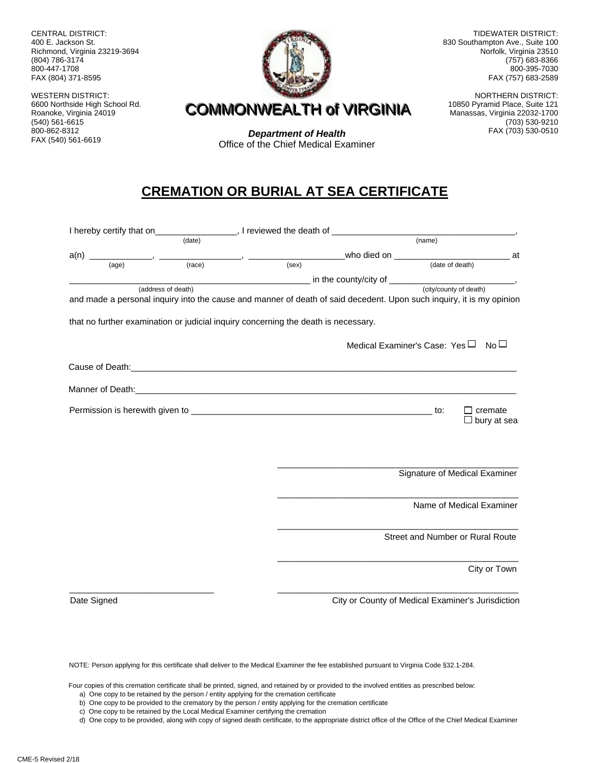CENTRAL DISTRICT:
400 E. Jackson St.
Richmond, Virginia 23219-3694
(804) 786-3174
800-447-1708
FAX (804) 371-8595

WESTERN DISTRICT:
6600 Northside High School Rd.
Roanoke, Virginia 24019
(540) 561-6615
800-862-8312
FAX (540) 561-6619

TIDEWATER DISTRICT:
830 Southampton Ave., Suite 100
Norfolk, Virginia 23510
(757) 683-8366
800-395-7030
FAX (757) 683-2589

NORTHERN DISTRICT:
10850 Pyramid Place, Suite 121
Manassas, Virginia 22032-1700
(703) 530-9210
FAX (703) 530-0510

**COMMONWEALTH of VIRGINIA**

***Department of Health***
Office of the Chief Medical Examiner

# CREMATION OR BURIAL AT SEA CERTIFICATE

I hereby certify that on________________ (date), I reviewed the death of ____________________________________ (name),

a(n) ____________ (age), ________________ (race), ___________________ (sex) who died on _______________________ (date of death) at

_______________________________________________ (address of death) in the county/city of ________________________ (city/county of death),

and made a personal inquiry into the cause and manner of death of said decedent. Upon such inquiry, it is my opinion that no further examination or judicial inquiry concerning the death is necessary.

Medical Examiner's Case: Yes ☐ No ☐

Cause of Death:_______________________________________________________________________________

Manner of Death:______________________________________________________________________________

Permission is herewith given to _______________________________________________ to: ☐ cremate ☐ bury at sea

_______________________________________________
Signature of Medical Examiner

_______________________________________________
Name of Medical Examiner

_______________________________________________
Street and Number or Rural Route

_______________________________________________
City or Town

_____________________________
Date Signed

_______________________________________________
City or County of Medical Examiner's Jurisdiction

NOTE: Person applying for this certificate shall deliver to the Medical Examiner the fee established pursuant to Virginia Code §32.1-284.

Four copies of this cremation certificate shall be printed, signed, and retained by or provided to the involved entities as prescribed below:

a) One copy to be retained by the person / entity applying for the cremation certificate
b) One copy to be provided to the crematory by the person / entity applying for the cremation certificate
c) One copy to be retained by the Local Medical Examiner certifying the cremation
d) One copy to be provided, along with copy of signed death certificate, to the appropriate district office of the Office of the Chief Medical Examiner

CME-5 Revised 2/18